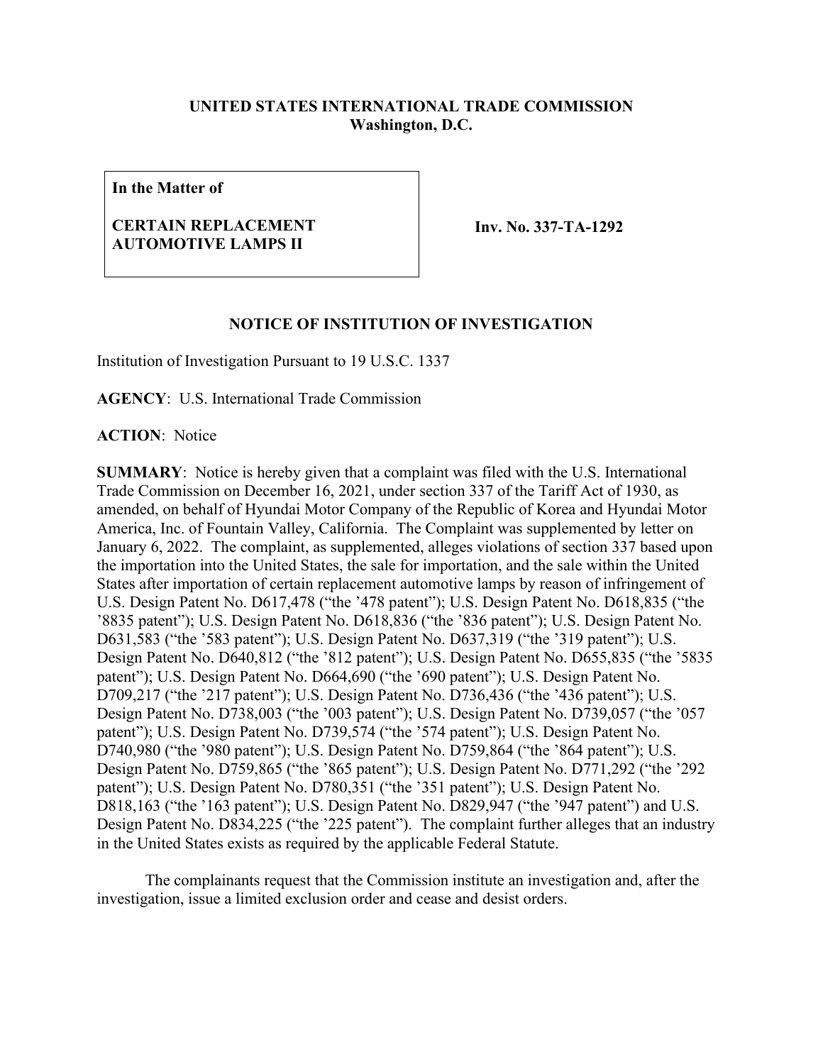**UNITED STATES INTERNATIONAL TRADE COMMISSION**
**Washington, D.C.**

**In the Matter of**

**CERTAIN REPLACEMENT AUTOMOTIVE LAMPS II**

**Inv. No. 337-TA-1292**

**NOTICE OF INSTITUTION OF INVESTIGATION**

Institution of Investigation Pursuant to 19 U.S.C. 1337

**AGENCY**: U.S. International Trade Commission

**ACTION**: Notice

**SUMMARY**: Notice is hereby given that a complaint was filed with the U.S. International Trade Commission on December 16, 2021, under section 337 of the Tariff Act of 1930, as amended, on behalf of Hyundai Motor Company of the Republic of Korea and Hyundai Motor America, Inc. of Fountain Valley, California. The Complaint was supplemented by letter on January 6, 2022. The complaint, as supplemented, alleges violations of section 337 based upon the importation into the United States, the sale for importation, and the sale within the United States after importation of certain replacement automotive lamps by reason of infringement of U.S. Design Patent No. D617,478 ("the '478 patent"); U.S. Design Patent No. D618,835 ("the '8835 patent"); U.S. Design Patent No. D618,836 ("the '836 patent"); U.S. Design Patent No. D631,583 ("the '583 patent"); U.S. Design Patent No. D637,319 ("the '319 patent"); U.S. Design Patent No. D640,812 ("the '812 patent"); U.S. Design Patent No. D655,835 ("the '5835 patent"); U.S. Design Patent No. D664,690 ("the '690 patent"); U.S. Design Patent No. D709,217 ("the '217 patent"); U.S. Design Patent No. D736,436 ("the '436 patent"); U.S. Design Patent No. D738,003 ("the '003 patent"); U.S. Design Patent No. D739,057 ("the '057 patent"); U.S. Design Patent No. D739,574 ("the '574 patent"); U.S. Design Patent No. D740,980 ("the '980 patent"); U.S. Design Patent No. D759,864 ("the '864 patent"); U.S. Design Patent No. D759,865 ("the '865 patent"); U.S. Design Patent No. D771,292 ("the '292 patent"); U.S. Design Patent No. D780,351 ("the '351 patent"); U.S. Design Patent No. D818,163 ("the '163 patent"); U.S. Design Patent No. D829,947 ("the '947 patent") and U.S. Design Patent No. D834,225 ("the '225 patent"). The complaint further alleges that an industry in the United States exists as required by the applicable Federal Statute.

The complainants request that the Commission institute an investigation and, after the investigation, issue a limited exclusion order and cease and desist orders.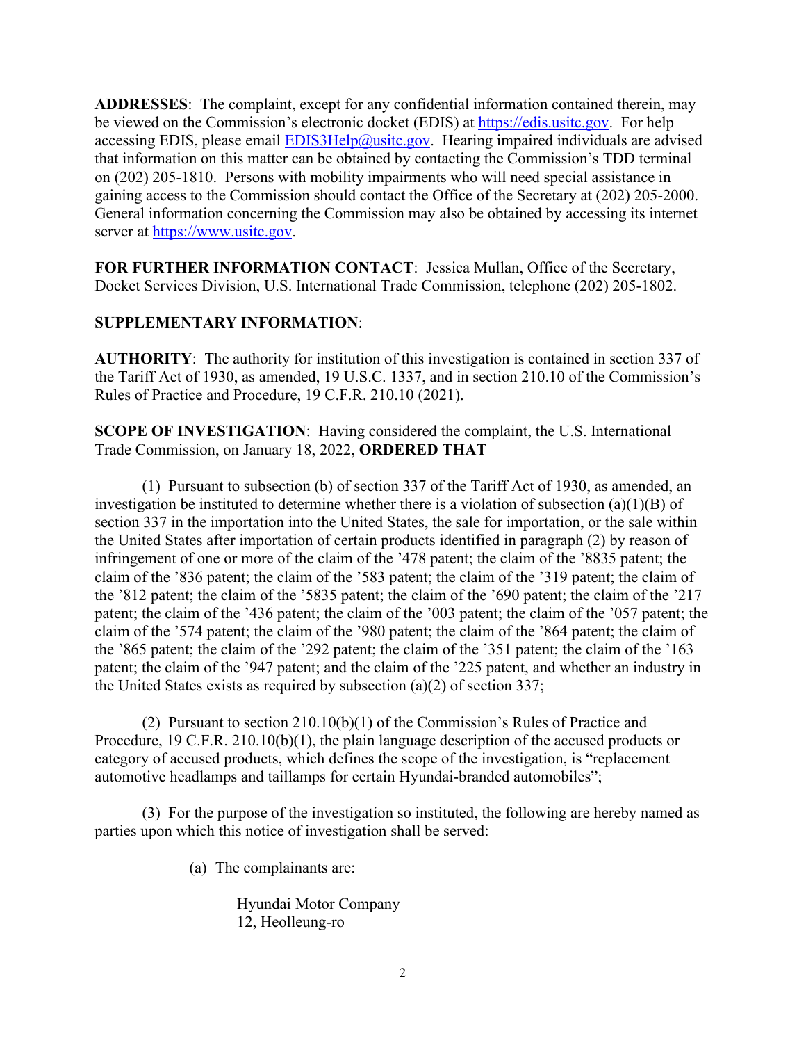**ADDRESSES**: The complaint, except for any confidential information contained therein, may be viewed on the Commission's electronic docket (EDIS) at https://edis.usitc.gov. For help accessing EDIS, please email EDIS3Help@usitc.gov. Hearing impaired individuals are advised that information on this matter can be obtained by contacting the Commission's TDD terminal on (202) 205-1810. Persons with mobility impairments who will need special assistance in gaining access to the Commission should contact the Office of the Secretary at (202) 205-2000. General information concerning the Commission may also be obtained by accessing its internet server at https://www.usitc.gov.

**FOR FURTHER INFORMATION CONTACT**: Jessica Mullan, Office of the Secretary, Docket Services Division, U.S. International Trade Commission, telephone (202) 205-1802.

**SUPPLEMENTARY INFORMATION**:

**AUTHORITY**: The authority for institution of this investigation is contained in section 337 of the Tariff Act of 1930, as amended, 19 U.S.C. 1337, and in section 210.10 of the Commission's Rules of Practice and Procedure, 19 C.F.R. 210.10 (2021).

**SCOPE OF INVESTIGATION**: Having considered the complaint, the U.S. International Trade Commission, on January 18, 2022, **ORDERED THAT** –

(1) Pursuant to subsection (b) of section 337 of the Tariff Act of 1930, as amended, an investigation be instituted to determine whether there is a violation of subsection (a)(1)(B) of section 337 in the importation into the United States, the sale for importation, or the sale within the United States after importation of certain products identified in paragraph (2) by reason of infringement of one or more of the claim of the '478 patent; the claim of the '8835 patent; the claim of the '836 patent; the claim of the '583 patent; the claim of the '319 patent; the claim of the '812 patent; the claim of the '5835 patent; the claim of the '690 patent; the claim of the '217 patent; the claim of the '436 patent; the claim of the '003 patent; the claim of the '057 patent; the claim of the '574 patent; the claim of the '980 patent; the claim of the '864 patent; the claim of the '865 patent; the claim of the '292 patent; the claim of the '351 patent; the claim of the '163 patent; the claim of the '947 patent; and the claim of the '225 patent, and whether an industry in the United States exists as required by subsection (a)(2) of section 337;

(2) Pursuant to section 210.10(b)(1) of the Commission's Rules of Practice and Procedure, 19 C.F.R. 210.10(b)(1), the plain language description of the accused products or category of accused products, which defines the scope of the investigation, is "replacement automotive headlamps and taillamps for certain Hyundai-branded automobiles";

(3) For the purpose of the investigation so instituted, the following are hereby named as parties upon which this notice of investigation shall be served:

(a) The complainants are:

Hyundai Motor Company  
12, Heolleung-ro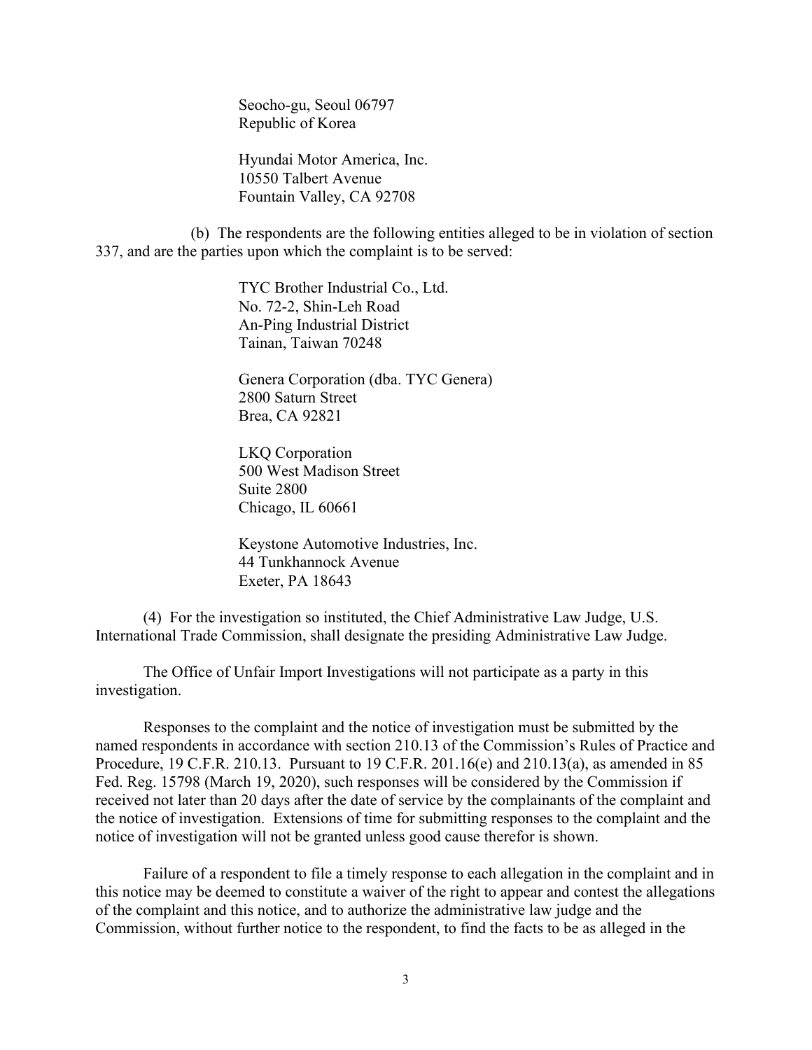Seocho-gu, Seoul 06797
Republic of Korea

Hyundai Motor America, Inc.
10550 Talbert Avenue
Fountain Valley, CA 92708

(b) The respondents are the following entities alleged to be in violation of section 337, and are the parties upon which the complaint is to be served:

TYC Brother Industrial Co., Ltd.
No. 72-2, Shin-Leh Road
An-Ping Industrial District
Tainan, Taiwan 70248

Genera Corporation (dba. TYC Genera)
2800 Saturn Street
Brea, CA 92821

LKQ Corporation
500 West Madison Street
Suite 2800
Chicago, IL 60661

Keystone Automotive Industries, Inc.
44 Tunkhannock Avenue
Exeter, PA 18643

(4) For the investigation so instituted, the Chief Administrative Law Judge, U.S. International Trade Commission, shall designate the presiding Administrative Law Judge.

The Office of Unfair Import Investigations will not participate as a party in this investigation.

Responses to the complaint and the notice of investigation must be submitted by the named respondents in accordance with section 210.13 of the Commission's Rules of Practice and Procedure, 19 C.F.R. 210.13. Pursuant to 19 C.F.R. 201.16(e) and 210.13(a), as amended in 85 Fed. Reg. 15798 (March 19, 2020), such responses will be considered by the Commission if received not later than 20 days after the date of service by the complainants of the complaint and the notice of investigation. Extensions of time for submitting responses to the complaint and the notice of investigation will not be granted unless good cause therefor is shown.

Failure of a respondent to file a timely response to each allegation in the complaint and in this notice may be deemed to constitute a waiver of the right to appear and contest the allegations of the complaint and this notice, and to authorize the administrative law judge and the Commission, without further notice to the respondent, to find the facts to be as alleged in the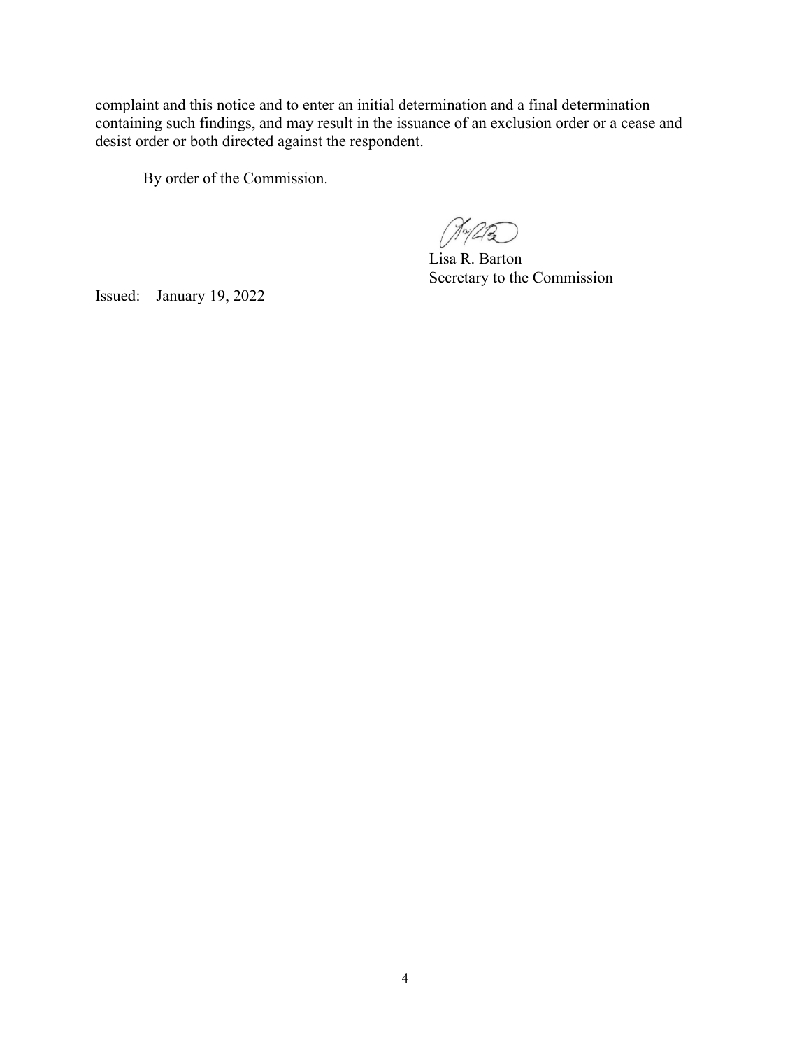complaint and this notice and to enter an initial determination and a final determination containing such findings, and may result in the issuance of an exclusion order or a cease and desist order or both directed against the respondent.

By order of the Commission.

Lisa R. Barton
Secretary to the Commission

Issued: January 19, 2022